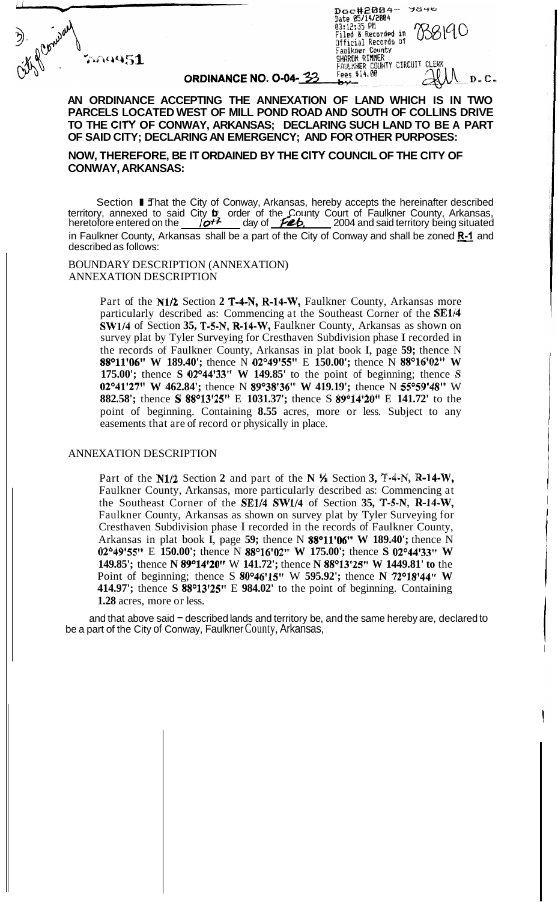3) City of Conway

700951

Doc#2004- 9846
Date 05/14/2004
03:12:35 PM
Filed & Recorded in Official Records of Faulkner County
SHARON RIMMER
FAULKNER COUNTY CIRCUIT CLERK
Fees $14.00
by D.C.

738190

**ORDINANCE NO. O-04-33**

**AN ORDINANCE ACCEPTING THE ANNEXATION OF LAND WHICH IS IN TWO PARCELS LOCATED WEST OF MILL POND ROAD AND SOUTH OF COLLINS DRIVE TO THE CITY OF CONWAY, ARKANSAS; DECLARING SUCH LAND TO BE A PART OF SAID CITY; DECLARING AN EMERGENCY; AND FOR OTHER PURPOSES:**

**NOW, THEREFORE, BE IT ORDAINED BY THE CITY COUNCIL OF THE CITY OF CONWAY, ARKANSAS:**

Section 1: That the City of Conway, Arkansas, hereby accepts the hereinafter described territory, annexed to said City by order of the County Court of Faulkner County, Arkansas, heretofore entered on the 10th day of Feb. 2004 and said territory being situated in Faulkner County, Arkansas shall be a part of the City of Conway and shall be zoned **R-1** and described as follows:

BOUNDARY DESCRIPTION (ANNEXATION)
ANNEXATION DESCRIPTION

Part of the **N1/2** Section **2 T-4-N, R-14-W,** Faulkner County, Arkansas more particularly described as: Commencing at the Southeast Corner of the **SE1/4 SW1/4** of Section **35, T-5-N, R-14-W,** Faulkner County, Arkansas as shown on survey plat by Tyler Surveying for Cresthaven Subdivision phase I recorded in the records of Faulkner County, Arkansas in plat book **I**, page **59;** thence N **88°11'06" W 189.40';** thence N **02°49'55"** E **150.00';** thence N **88°16'02" W 175.00';** thence **S 02°44'33" W 149.85'** to the point of beginning; thence S **02°41'27" W 462.84';** thence N **89°38'36" W 419.19';** thence N **55°59'48"** W **882.58';** thence **S 88°13'25"** E **1031.37';** thence S **89°14'20"** E **141.72'** to the point of beginning. Containing **8.55** acres, more or less. Subject to any easements that are of record or physically in place.

ANNEXATION DESCRIPTION

Part of the **N1/2** Section **2** and part of the **N ½** Section **3, T-4-N, R-14-W,** Faulkner County, Arkansas, more particularly described as: Commencing at the Southeast Corner of the **SE1/4 SW1/4** of Section **35, T-5-N, R-14-W,** Faulkner County, Arkansas as shown on survey plat by Tyler Surveying for Cresthaven Subdivision phase I recorded in the records of Faulkner County, Arkansas in plat book I, page **59;** thence N **88°11'06" W 189.40';** thence N **02°49'55"** E **150.00';** thence N **88°16'02" W 175.00';** thence **S 02°44'33" W 149.85';** thence **N 89°14'20"** W **141.72';** thence **N 88°13'25" W 1449.81' to** the Point of beginning; thence S **80°46'15"** W **595.92';** thence **N 72°18'44" W 414.97';** thence **S 88°13'25"** E **984.02'** to the point of beginning. Containing **1.28** acres, more or less.

and that above said – described lands and territory be, and the same hereby are, declared to be a part of the City of Conway, Faulkner County, Arkansas,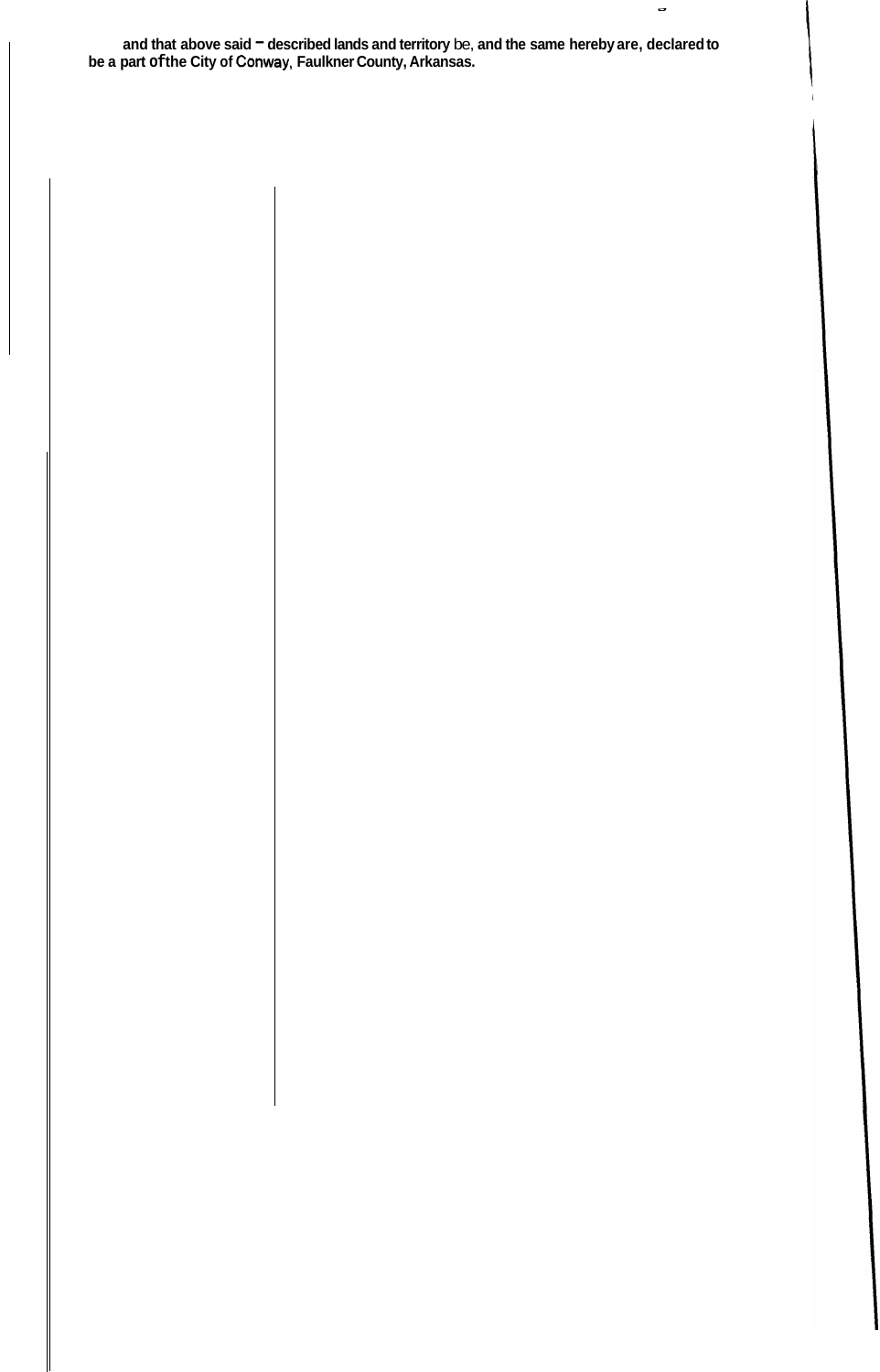**and that above said – described lands and territory be, and the same hereby are, declared to be a part of the City of Conway, Faulkner County, Arkansas.**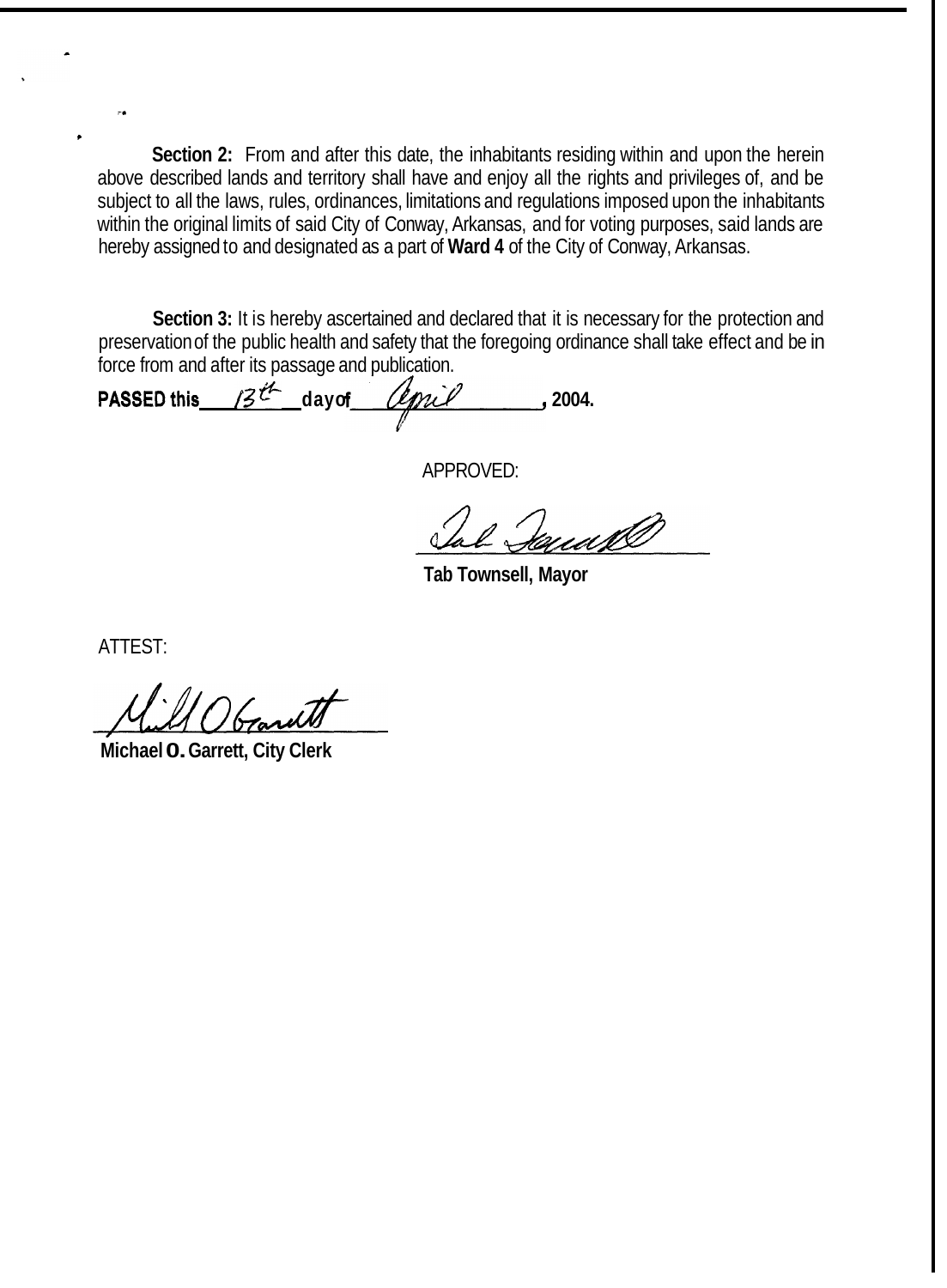**Section 2:** From and after this date, the inhabitants residing within and upon the herein above described lands and territory shall have and enjoy all the rights and privileges of, and be subject to all the laws, rules, ordinances, limitations and regulations imposed upon the inhabitants within the original limits of said City of Conway, Arkansas, and for voting purposes, said lands are hereby assigned to and designated as a part of **Ward 4** of the City of Conway, Arkansas.

**Section 3:** It is hereby ascertained and declared that it is necessary for the protection and preservation of the public health and safety that the foregoing ordinance shall take effect and be in force from and after its passage and publication.

**PASSED this** 13th **day of** April**, 2004.**

APPROVED:

Tab Townsell

**Tab Townsell, Mayor**

ATTEST:

Michael O Garrett

**Michael O. Garrett, City Clerk**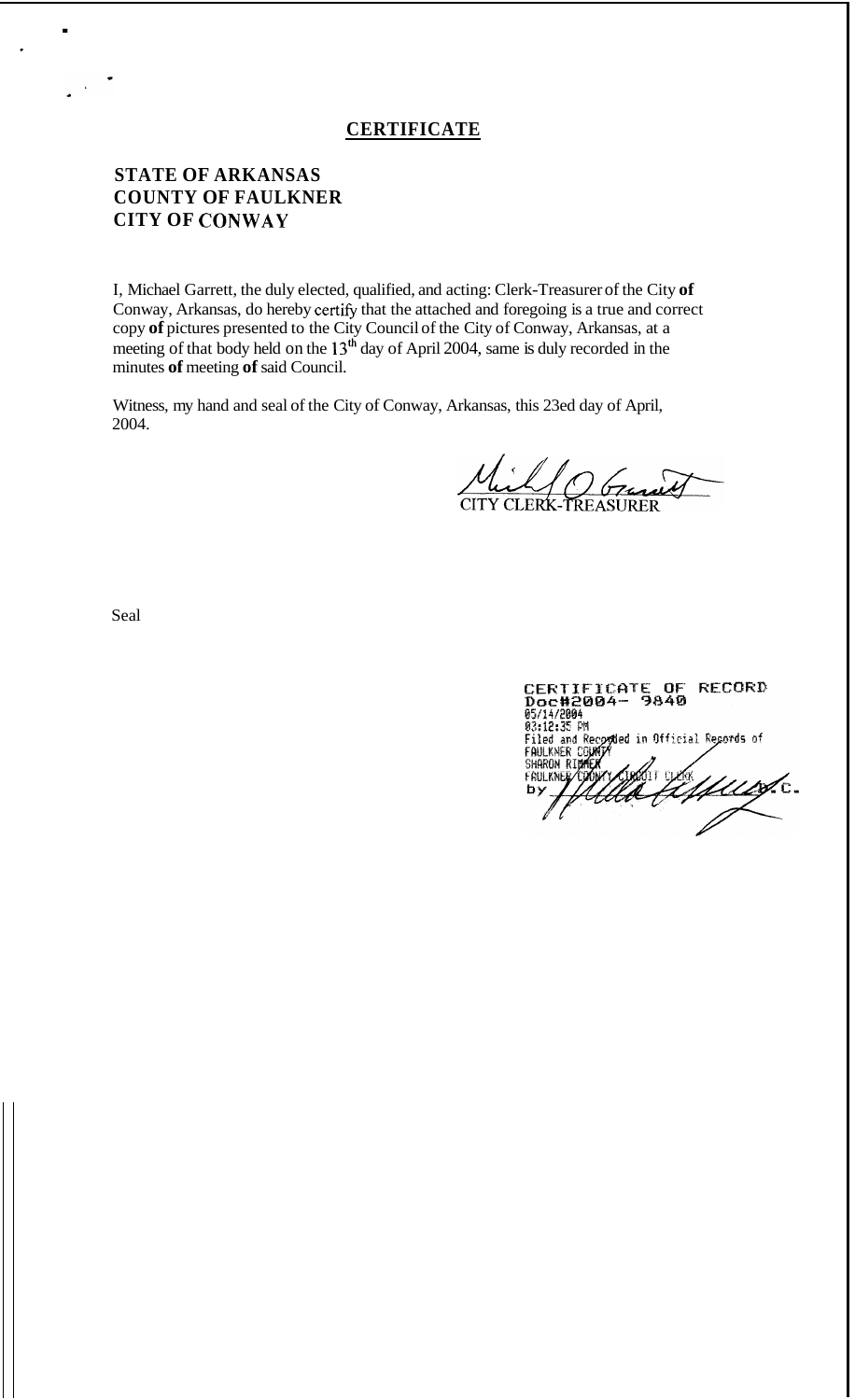# CERTIFICATE

**STATE OF ARKANSAS**
**COUNTY OF FAULKNER**
**CITY OF CONWAY**

I, Michael Garrett, the duly elected, qualified, and acting: Clerk-Treasurer of the City **of** Conway, Arkansas, do hereby certify that the attached and foregoing is a true and correct copy **of** pictures presented to the City Council of the City of Conway, Arkansas, at a meeting of that body held on the 13th day of April 2004, same is duly recorded in the minutes **of** meeting **of** said Council.

Witness, my hand and seal of the City of Conway, Arkansas, this 23ed day of April, 2004.

CITY CLERK-TREASURER

Seal

CERTIFICATE OF RECORD
Doc#2004- 9840
05/14/2004
03:12:35 PM
Filed and Recorded in Official Records of
FAULKNER COUNTY
SHARON RIMMER
FAULKNER COUNTY CIRCUIT CLERK
by ______ D.C.